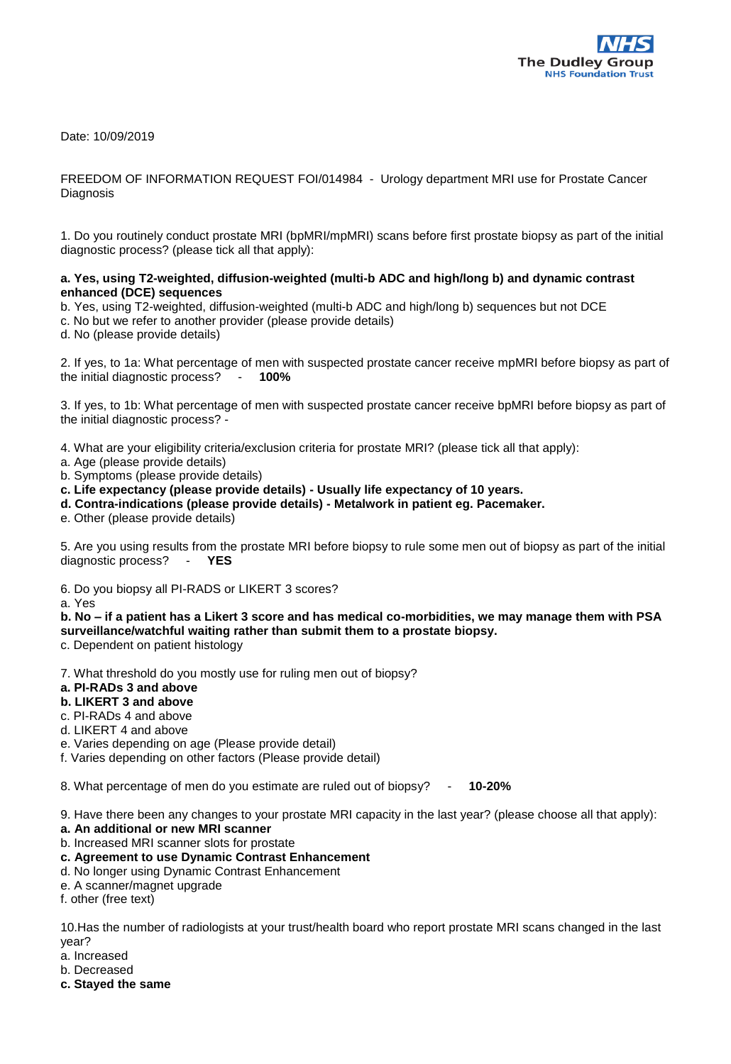The Dudley Group
NHS Foundation Trust

Date: 10/09/2019

FREEDOM OF INFORMATION REQUEST FOI/014984 - Urology department MRI use for Prostate Cancer Diagnosis

1. Do you routinely conduct prostate MRI (bpMRI/mpMRI) scans before first prostate biopsy as part of the initial diagnostic process? (please tick all that apply):

**a. Yes, using T2-weighted, diffusion-weighted (multi-b ADC and high/long b) and dynamic contrast enhanced (DCE) sequences**
b. Yes, using T2-weighted, diffusion-weighted (multi-b ADC and high/long b) sequences but not DCE
c. No but we refer to another provider (please provide details)
d. No (please provide details)

2. If yes, to 1a: What percentage of men with suspected prostate cancer receive mpMRI before biopsy as part of the initial diagnostic process? - **100%**

3. If yes, to 1b: What percentage of men with suspected prostate cancer receive bpMRI before biopsy as part of the initial diagnostic process? -

4. What are your eligibility criteria/exclusion criteria for prostate MRI? (please tick all that apply):
a. Age (please provide details)
b. Symptoms (please provide details)
**c. Life expectancy (please provide details) - Usually life expectancy of 10 years.**
**d. Contra-indications (please provide details) - Metalwork in patient eg. Pacemaker.**
e. Other (please provide details)

5. Are you using results from the prostate MRI before biopsy to rule some men out of biopsy as part of the initial diagnostic process? - **YES**

6. Do you biopsy all PI-RADS or LIKERT 3 scores?
a. Yes
**b. No – if a patient has a Likert 3 score and has medical co-morbidities, we may manage them with PSA surveillance/watchful waiting rather than submit them to a prostate biopsy.**
c. Dependent on patient histology

7. What threshold do you mostly use for ruling men out of biopsy?
**a. PI-RADs 3 and above**
**b. LIKERT 3 and above**
c. PI-RADs 4 and above
d. LIKERT 4 and above
e. Varies depending on age (Please provide detail)
f. Varies depending on other factors (Please provide detail)

8. What percentage of men do you estimate are ruled out of biopsy? - **10-20%**

9. Have there been any changes to your prostate MRI capacity in the last year? (please choose all that apply):
**a. An additional or new MRI scanner**
b. Increased MRI scanner slots for prostate
**c. Agreement to use Dynamic Contrast Enhancement**
d. No longer using Dynamic Contrast Enhancement
e. A scanner/magnet upgrade
f. other (free text)

10.Has the number of radiologists at your trust/health board who report prostate MRI scans changed in the last year?
a. Increased
b. Decreased
**c. Stayed the same**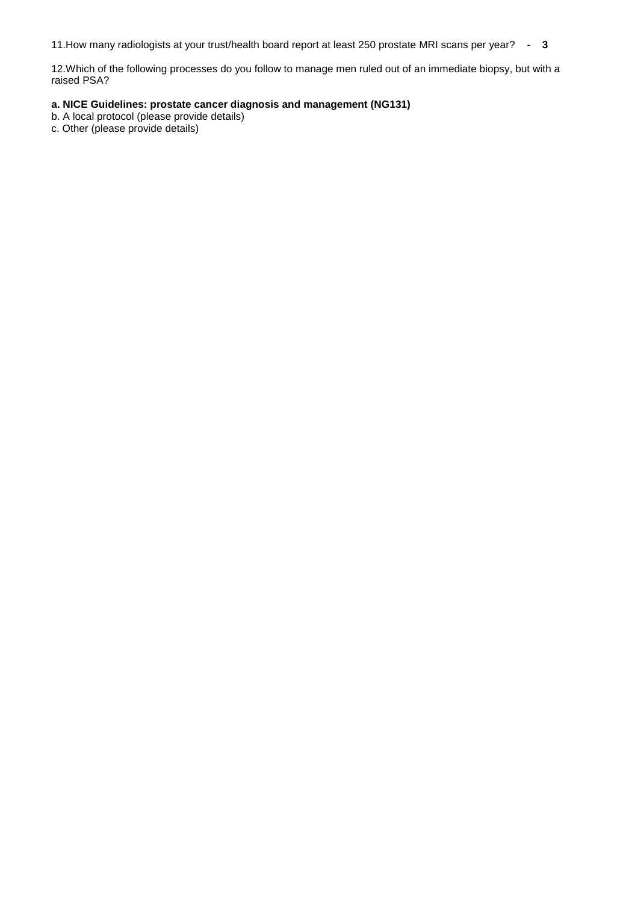11.How many radiologists at your trust/health board report at least 250 prostate MRI scans per year? - **3**

12.Which of the following processes do you follow to manage men ruled out of an immediate biopsy, but with a raised PSA?

**a. NICE Guidelines: prostate cancer diagnosis and management (NG131)**
b. A local protocol (please provide details)
c. Other (please provide details)